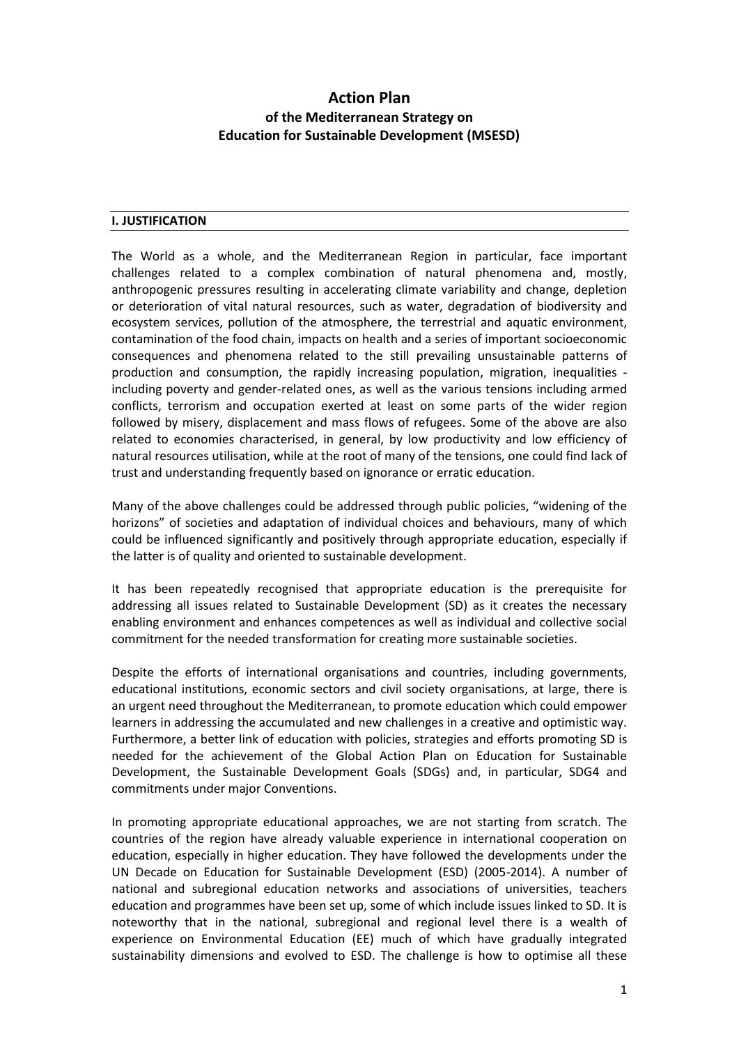# Action Plan
## of the Mediterranean Strategy on Education for Sustainable Development (MSESD)

## I. JUSTIFICATION

The World as a whole, and the Mediterranean Region in particular, face important challenges related to a complex combination of natural phenomena and, mostly, anthropogenic pressures resulting in accelerating climate variability and change, depletion or deterioration of vital natural resources, such as water, degradation of biodiversity and ecosystem services, pollution of the atmosphere, the terrestrial and aquatic environment, contamination of the food chain, impacts on health and a series of important socioeconomic consequences and phenomena related to the still prevailing unsustainable patterns of production and consumption, the rapidly increasing population, migration, inequalities - including poverty and gender-related ones, as well as the various tensions including armed conflicts, terrorism and occupation exerted at least on some parts of the wider region followed by misery, displacement and mass flows of refugees. Some of the above are also related to economies characterised, in general, by low productivity and low efficiency of natural resources utilisation, while at the root of many of the tensions, one could find lack of trust and understanding frequently based on ignorance or erratic education.

Many of the above challenges could be addressed through public policies, "widening of the horizons" of societies and adaptation of individual choices and behaviours, many of which could be influenced significantly and positively through appropriate education, especially if the latter is of quality and oriented to sustainable development.

It has been repeatedly recognised that appropriate education is the prerequisite for addressing all issues related to Sustainable Development (SD) as it creates the necessary enabling environment and enhances competences as well as individual and collective social commitment for the needed transformation for creating more sustainable societies.

Despite the efforts of international organisations and countries, including governments, educational institutions, economic sectors and civil society organisations, at large, there is an urgent need throughout the Mediterranean, to promote education which could empower learners in addressing the accumulated and new challenges in a creative and optimistic way. Furthermore, a better link of education with policies, strategies and efforts promoting SD is needed for the achievement of the Global Action Plan on Education for Sustainable Development, the Sustainable Development Goals (SDGs) and, in particular, SDG4 and commitments under major Conventions.

In promoting appropriate educational approaches, we are not starting from scratch. The countries of the region have already valuable experience in international cooperation on education, especially in higher education. They have followed the developments under the UN Decade on Education for Sustainable Development (ESD) (2005-2014). A number of national and subregional education networks and associations of universities, teachers education and programmes have been set up, some of which include issues linked to SD. It is noteworthy that in the national, subregional and regional level there is a wealth of experience on Environmental Education (EE) much of which have gradually integrated sustainability dimensions and evolved to ESD. The challenge is how to optimise all these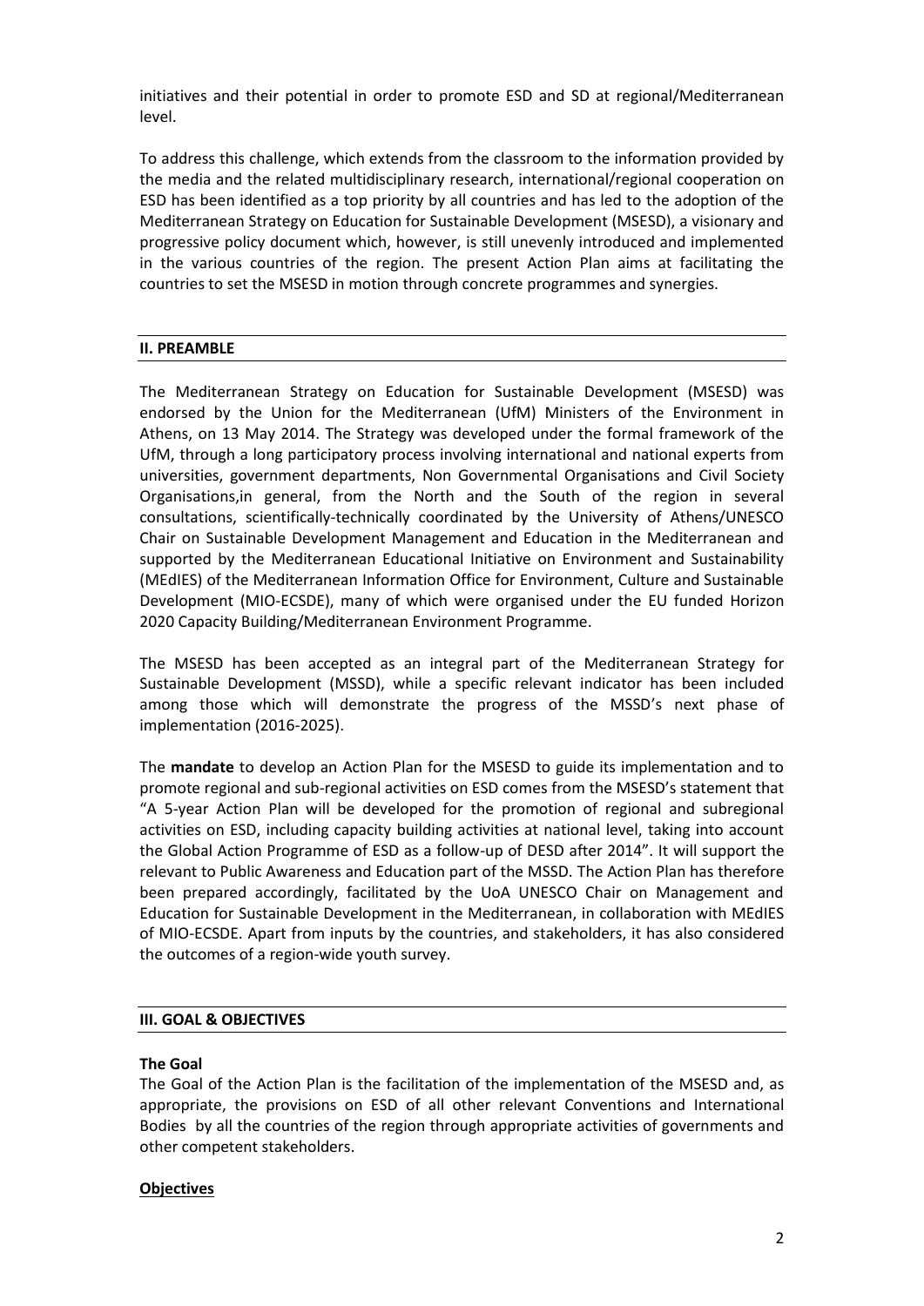initiatives and their potential in order to promote ESD and SD at regional/Mediterranean level.

To address this challenge, which extends from the classroom to the information provided by the media and the related multidisciplinary research, international/regional cooperation on ESD has been identified as a top priority by all countries and has led to the adoption of the Mediterranean Strategy on Education for Sustainable Development (MSESD), a visionary and progressive policy document which, however, is still unevenly introduced and implemented in the various countries of the region. The present Action Plan aims at facilitating the countries to set the MSESD in motion through concrete programmes and synergies.

## II. PREAMBLE

The Mediterranean Strategy on Education for Sustainable Development (MSESD) was endorsed by the Union for the Mediterranean (UfM) Ministers of the Environment in Athens, on 13 May 2014. The Strategy was developed under the formal framework of the UfM, through a long participatory process involving international and national experts from universities, government departments, Non Governmental Organisations and Civil Society Organisations,in general, from the North and the South of the region in several consultations, scientifically-technically coordinated by the University of Athens/UNESCO Chair on Sustainable Development Management and Education in the Mediterranean and supported by the Mediterranean Educational Initiative on Environment and Sustainability (MEdIES) of the Mediterranean Information Office for Environment, Culture and Sustainable Development (MIO-ECSDE), many of which were organised under the EU funded Horizon 2020 Capacity Building/Mediterranean Environment Programme.

The MSESD has been accepted as an integral part of the Mediterranean Strategy for Sustainable Development (MSSD), while a specific relevant indicator has been included among those which will demonstrate the progress of the MSSD's next phase of implementation (2016-2025).

The **mandate** to develop an Action Plan for the MSESD to guide its implementation and to promote regional and sub-regional activities on ESD comes from the MSESD's statement that "A 5-year Action Plan will be developed for the promotion of regional and subregional activities on ESD, including capacity building activities at national level, taking into account the Global Action Programme of ESD as a follow-up of DESD after 2014". It will support the relevant to Public Awareness and Education part of the MSSD. The Action Plan has therefore been prepared accordingly, facilitated by the UoA UNESCO Chair on Management and Education for Sustainable Development in the Mediterranean, in collaboration with MEdIES of MIO-ECSDE. Apart from inputs by the countries, and stakeholders, it has also considered the outcomes of a region-wide youth survey.

## III. GOAL & OBJECTIVES

### The Goal

The Goal of the Action Plan is the facilitation of the implementation of the MSESD and, as appropriate, the provisions on ESD of all other relevant Conventions and International Bodies by all the countries of the region through appropriate activities of governments and other competent stakeholders.

### Objectives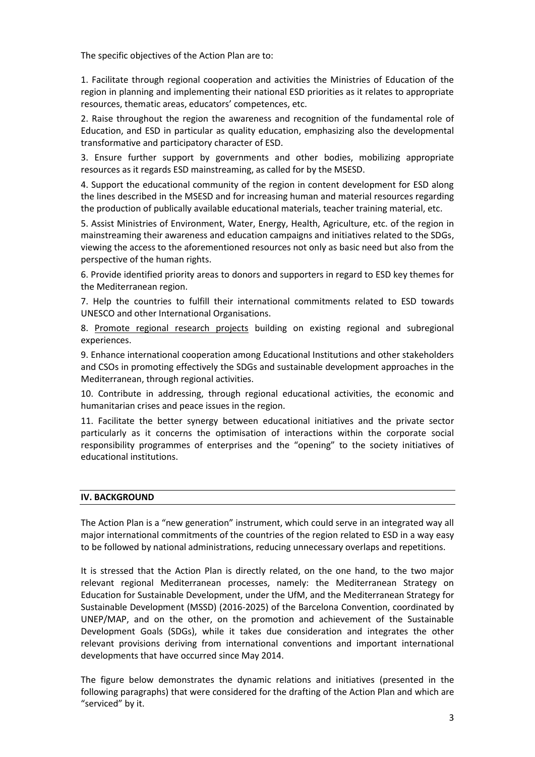The specific objectives of the Action Plan are to:

1. Facilitate through regional cooperation and activities the Ministries of Education of the region in planning and implementing their national ESD priorities as it relates to appropriate resources, thematic areas, educators' competences, etc.

2. Raise throughout the region the awareness and recognition of the fundamental role of Education, and ESD in particular as quality education, emphasizing also the developmental transformative and participatory character of ESD.

3. Ensure further support by governments and other bodies, mobilizing appropriate resources as it regards ESD mainstreaming, as called for by the MSESD.

4. Support the educational community of the region in content development for ESD along the lines described in the MSESD and for increasing human and material resources regarding the production of publically available educational materials, teacher training material, etc.

5. Assist Ministries of Environment, Water, Energy, Health, Agriculture, etc. of the region in mainstreaming their awareness and education campaigns and initiatives related to the SDGs, viewing the access to the aforementioned resources not only as basic need but also from the perspective of the human rights.

6. Provide identified priority areas to donors and supporters in regard to ESD key themes for the Mediterranean region.

7. Help the countries to fulfill their international commitments related to ESD towards UNESCO and other International Organisations.

8. Promote regional research projects building on existing regional and subregional experiences.

9. Enhance international cooperation among Educational Institutions and other stakeholders and CSOs in promoting effectively the SDGs and sustainable development approaches in the Mediterranean, through regional activities.

10. Contribute in addressing, through regional educational activities, the economic and humanitarian crises and peace issues in the region.

11. Facilitate the better synergy between educational initiatives and the private sector particularly as it concerns the optimisation of interactions within the corporate social responsibility programmes of enterprises and the "opening" to the society initiatives of educational institutions.

## IV. BACKGROUND

The Action Plan is a "new generation" instrument, which could serve in an integrated way all major international commitments of the countries of the region related to ESD in a way easy to be followed by national administrations, reducing unnecessary overlaps and repetitions.

It is stressed that the Action Plan is directly related, on the one hand, to the two major relevant regional Mediterranean processes, namely: the Mediterranean Strategy on Education for Sustainable Development, under the UfM, and the Mediterranean Strategy for Sustainable Development (MSSD) (2016-2025) of the Barcelona Convention, coordinated by UNEP/MAP, and on the other, on the promotion and achievement of the Sustainable Development Goals (SDGs), while it takes due consideration and integrates the other relevant provisions deriving from international conventions and important international developments that have occurred since May 2014.

The figure below demonstrates the dynamic relations and initiatives (presented in the following paragraphs) that were considered for the drafting of the Action Plan and which are "serviced" by it.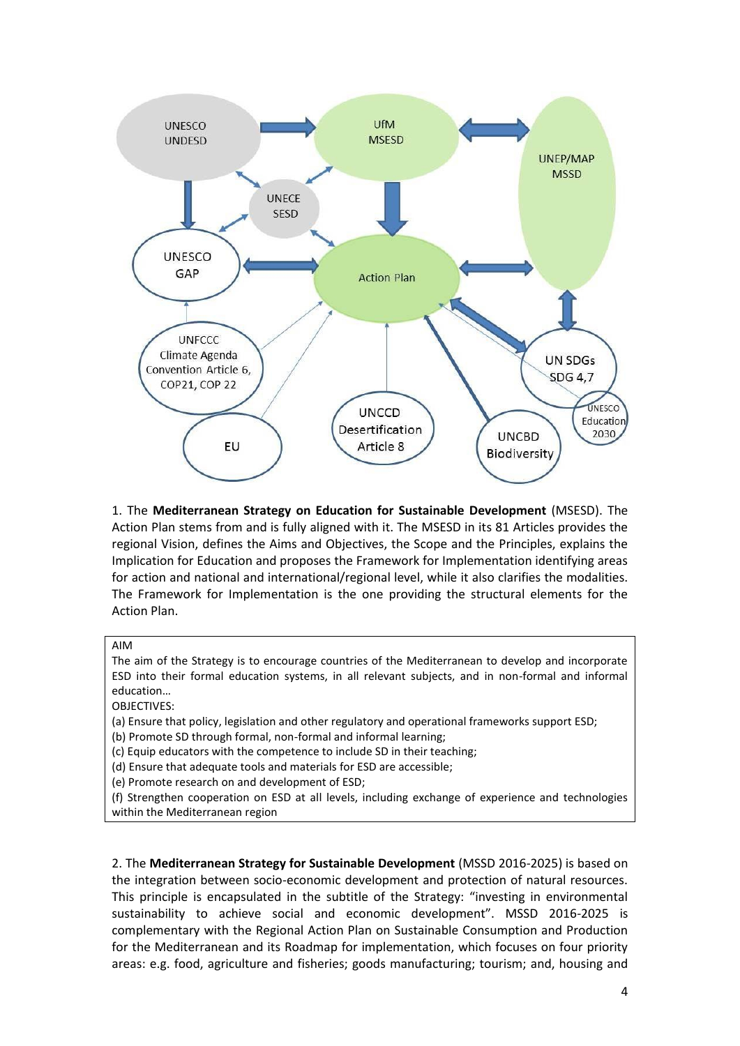1. The **Mediterranean Strategy on Education for Sustainable Development** (MSESD). The Action Plan stems from and is fully aligned with it. The MSESD in its 81 Articles provides the regional Vision, defines the Aims and Objectives, the Scope and the Principles, explains the Implication for Education and proposes the Framework for Implementation identifying areas for action and national and international/regional level, while it also clarifies the modalities. The Framework for Implementation is the one providing the structural elements for the Action Plan.

> AIM
> The aim of the Strategy is to encourage countries of the Mediterranean to develop and incorporate ESD into their formal education systems, in all relevant subjects, and in non-formal and informal education…
> OBJECTIVES:
> (a) Ensure that policy, legislation and other regulatory and operational frameworks support ESD;
> (b) Promote SD through formal, non-formal and informal learning;
> (c) Equip educators with the competence to include SD in their teaching;
> (d) Ensure that adequate tools and materials for ESD are accessible;
> (e) Promote research on and development of ESD;
> (f) Strengthen cooperation on ESD at all levels, including exchange of experience and technologies within the Mediterranean region

2. The **Mediterranean Strategy for Sustainable Development** (MSSD 2016-2025) is based on the integration between socio-economic development and protection of natural resources. This principle is encapsulated in the subtitle of the Strategy: "investing in environmental sustainability to achieve social and economic development". MSSD 2016-2025 is complementary with the Regional Action Plan on Sustainable Consumption and Production for the Mediterranean and its Roadmap for implementation, which focuses on four priority areas: e.g. food, agriculture and fisheries; goods manufacturing; tourism; and, housing and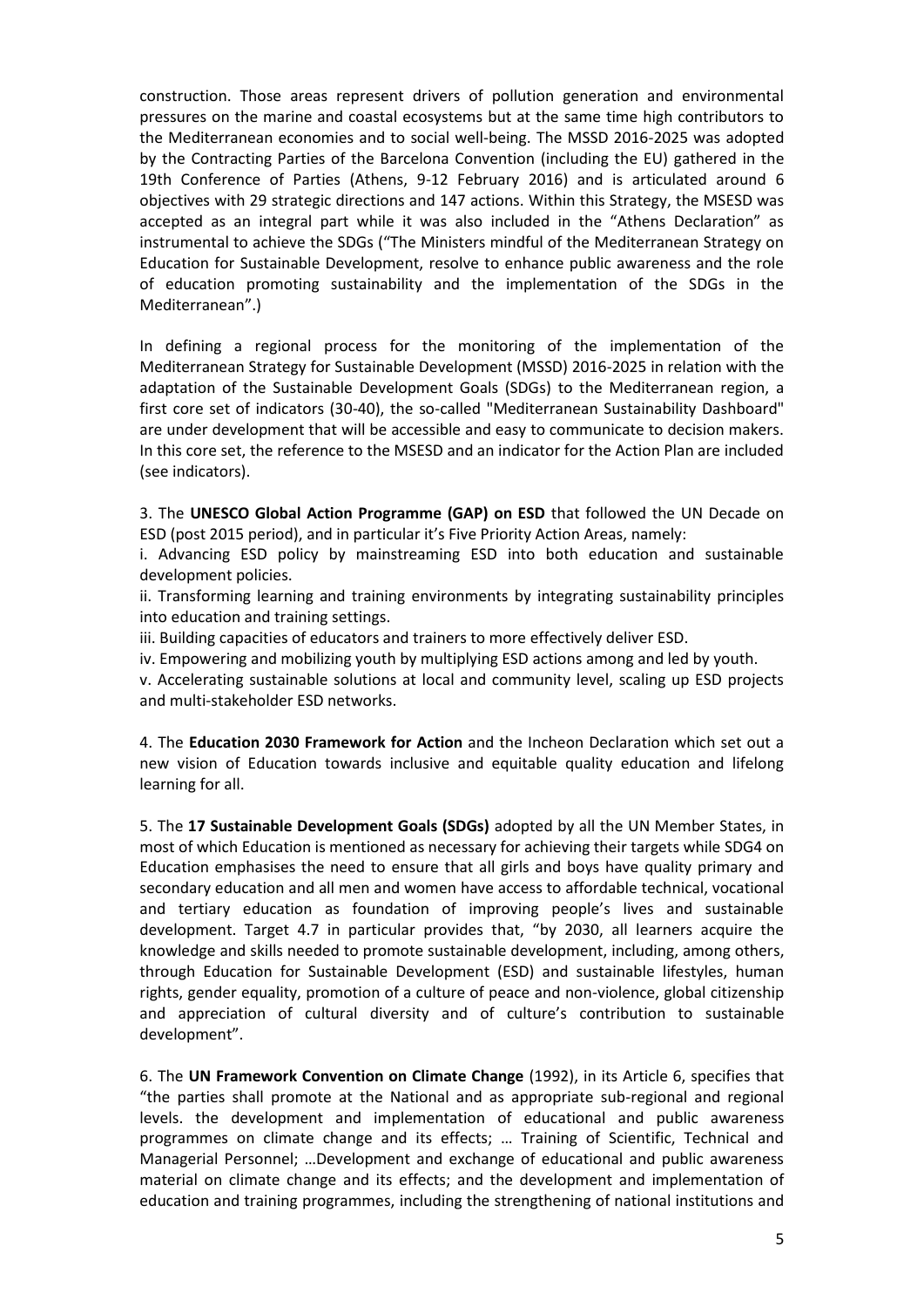construction. Those areas represent drivers of pollution generation and environmental pressures on the marine and coastal ecosystems but at the same time high contributors to the Mediterranean economies and to social well-being. The MSSD 2016-2025 was adopted by the Contracting Parties of the Barcelona Convention (including the EU) gathered in the 19th Conference of Parties (Athens, 9-12 February 2016) and is articulated around 6 objectives with 29 strategic directions and 147 actions. Within this Strategy, the MSESD was accepted as an integral part while it was also included in the "Athens Declaration" as instrumental to achieve the SDGs ("The Ministers mindful of the Mediterranean Strategy on Education for Sustainable Development, resolve to enhance public awareness and the role of education promoting sustainability and the implementation of the SDGs in the Mediterranean".)

In defining a regional process for the monitoring of the implementation of the Mediterranean Strategy for Sustainable Development (MSSD) 2016-2025 in relation with the adaptation of the Sustainable Development Goals (SDGs) to the Mediterranean region, a first core set of indicators (30-40), the so-called "Mediterranean Sustainability Dashboard" are under development that will be accessible and easy to communicate to decision makers. In this core set, the reference to the MSESD and an indicator for the Action Plan are included (see indicators).

3. The **UNESCO Global Action Programme (GAP) on ESD** that followed the UN Decade on ESD (post 2015 period), and in particular it's Five Priority Action Areas, namely:

i. Advancing ESD policy by mainstreaming ESD into both education and sustainable development policies.

ii. Transforming learning and training environments by integrating sustainability principles into education and training settings.

iii. Building capacities of educators and trainers to more effectively deliver ESD.

iv. Empowering and mobilizing youth by multiplying ESD actions among and led by youth.

v. Accelerating sustainable solutions at local and community level, scaling up ESD projects and multi-stakeholder ESD networks.

4. The **Education 2030 Framework for Action** and the Incheon Declaration which set out a new vision of Education towards inclusive and equitable quality education and lifelong learning for all.

5. The **17 Sustainable Development Goals (SDGs)** adopted by all the UN Member States, in most of which Education is mentioned as necessary for achieving their targets while SDG4 on Education emphasises the need to ensure that all girls and boys have quality primary and secondary education and all men and women have access to affordable technical, vocational and tertiary education as foundation of improving people's lives and sustainable development. Target 4.7 in particular provides that, "by 2030, all learners acquire the knowledge and skills needed to promote sustainable development, including, among others, through Education for Sustainable Development (ESD) and sustainable lifestyles, human rights, gender equality, promotion of a culture of peace and non-violence, global citizenship and appreciation of cultural diversity and of culture's contribution to sustainable development".

6. The **UN Framework Convention on Climate Change** (1992), in its Article 6, specifies that "the parties shall promote at the National and as appropriate sub-regional and regional levels. the development and implementation of educational and public awareness programmes on climate change and its effects; … Training of Scientific, Technical and Managerial Personnel; …Development and exchange of educational and public awareness material on climate change and its effects; and the development and implementation of education and training programmes, including the strengthening of national institutions and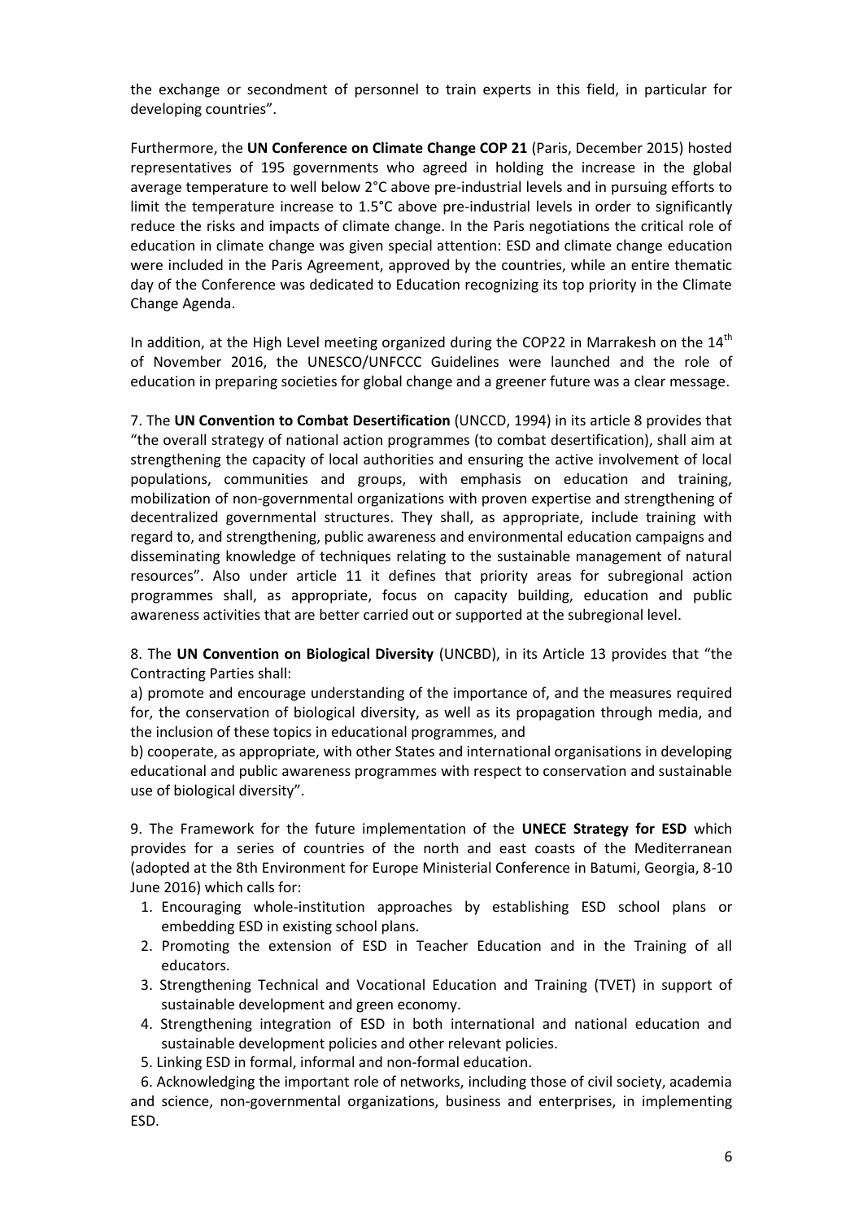the exchange or secondment of personnel to train experts in this field, in particular for developing countries".

Furthermore, the **UN Conference on Climate Change COP 21** (Paris, December 2015) hosted representatives of 195 governments who agreed in holding the increase in the global average temperature to well below 2°C above pre-industrial levels and in pursuing efforts to limit the temperature increase to 1.5°C above pre-industrial levels in order to significantly reduce the risks and impacts of climate change. In the Paris negotiations the critical role of education in climate change was given special attention: ESD and climate change education were included in the Paris Agreement, approved by the countries, while an entire thematic day of the Conference was dedicated to Education recognizing its top priority in the Climate Change Agenda.

In addition, at the High Level meeting organized during the COP22 in Marrakesh on the 14th of November 2016, the UNESCO/UNFCCC Guidelines were launched and the role of education in preparing societies for global change and a greener future was a clear message.

7. The **UN Convention to Combat Desertification** (UNCCD, 1994) in its article 8 provides that "the overall strategy of national action programmes (to combat desertification), shall aim at strengthening the capacity of local authorities and ensuring the active involvement of local populations, communities and groups, with emphasis on education and training, mobilization of non-governmental organizations with proven expertise and strengthening of decentralized governmental structures. They shall, as appropriate, include training with regard to, and strengthening, public awareness and environmental education campaigns and disseminating knowledge of techniques relating to the sustainable management of natural resources". Also under article 11 it defines that priority areas for subregional action programmes shall, as appropriate, focus on capacity building, education and public awareness activities that are better carried out or supported at the subregional level.

8. The **UN Convention on Biological Diversity** (UNCBD), in its Article 13 provides that "the Contracting Parties shall:

a) promote and encourage understanding of the importance of, and the measures required for, the conservation of biological diversity, as well as its propagation through media, and the inclusion of these topics in educational programmes, and

b) cooperate, as appropriate, with other States and international organisations in developing educational and public awareness programmes with respect to conservation and sustainable use of biological diversity".

9. The Framework for the future implementation of the **UNECE Strategy for ESD** which provides for a series of countries of the north and east coasts of the Mediterranean (adopted at the 8th Environment for Europe Ministerial Conference in Batumi, Georgia, 8-10 June 2016) which calls for:

1. Encouraging whole-institution approaches by establishing ESD school plans or embedding ESD in existing school plans.
2. Promoting the extension of ESD in Teacher Education and in the Training of all educators.
3. Strengthening Technical and Vocational Education and Training (TVET) in support of sustainable development and green economy.
4. Strengthening integration of ESD in both international and national education and sustainable development policies and other relevant policies.
5. Linking ESD in formal, informal and non-formal education.
6. Acknowledging the important role of networks, including those of civil society, academia and science, non-governmental organizations, business and enterprises, in implementing ESD.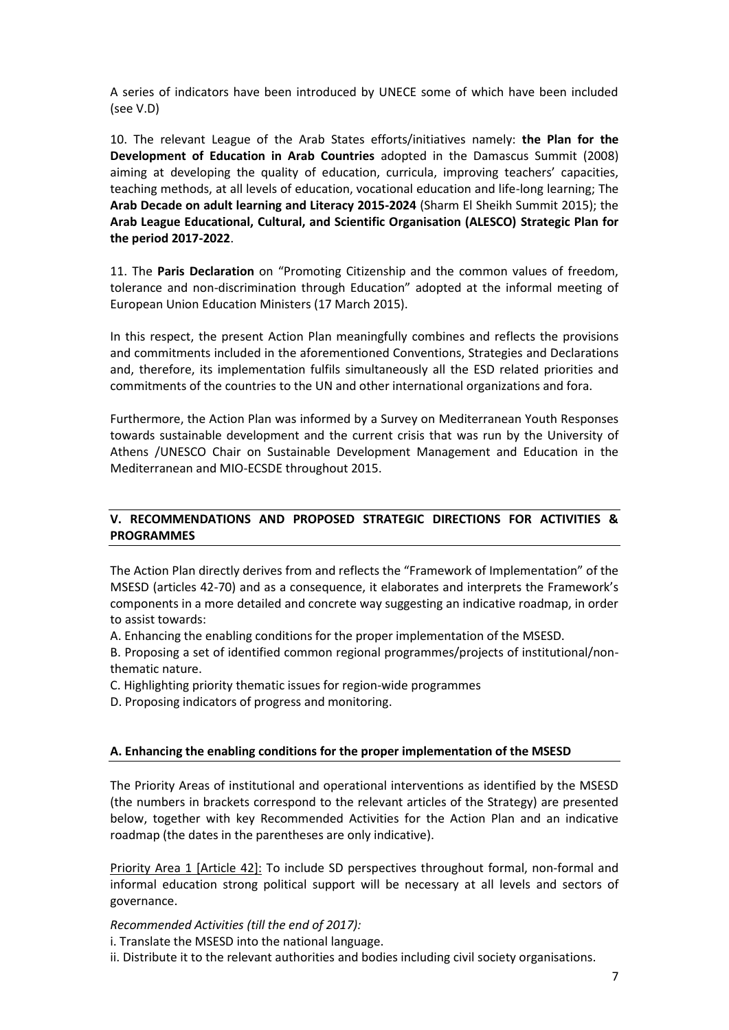A series of indicators have been introduced by UNECE some of which have been included (see V.D)

10. The relevant League of the Arab States efforts/initiatives namely: **the Plan for the Development of Education in Arab Countries** adopted in the Damascus Summit (2008) aiming at developing the quality of education, curricula, improving teachers' capacities, teaching methods, at all levels of education, vocational education and life-long learning; The **Arab Decade on adult learning and Literacy 2015-2024** (Sharm El Sheikh Summit 2015); the **Arab League Educational, Cultural, and Scientific Organisation (ALESCO) Strategic Plan for the period 2017-2022**.

11. The **Paris Declaration** on "Promoting Citizenship and the common values of freedom, tolerance and non-discrimination through Education" adopted at the informal meeting of European Union Education Ministers (17 March 2015).

In this respect, the present Action Plan meaningfully combines and reflects the provisions and commitments included in the aforementioned Conventions, Strategies and Declarations and, therefore, its implementation fulfils simultaneously all the ESD related priorities and commitments of the countries to the UN and other international organizations and fora.

Furthermore, the Action Plan was informed by a Survey on Mediterranean Youth Responses towards sustainable development and the current crisis that was run by the University of Athens /UNESCO Chair on Sustainable Development Management and Education in the Mediterranean and MIO-ECSDE throughout 2015.

## V. RECOMMENDATIONS AND PROPOSED STRATEGIC DIRECTIONS FOR ACTIVITIES & PROGRAMMES

The Action Plan directly derives from and reflects the "Framework of Implementation" of the MSESD (articles 42-70) and as a consequence, it elaborates and interprets the Framework's components in a more detailed and concrete way suggesting an indicative roadmap, in order to assist towards:

A. Enhancing the enabling conditions for the proper implementation of the MSESD.

B. Proposing a set of identified common regional programmes/projects of institutional/non-thematic nature.

C. Highlighting priority thematic issues for region-wide programmes

D. Proposing indicators of progress and monitoring.

### A. Enhancing the enabling conditions for the proper implementation of the MSESD

The Priority Areas of institutional and operational interventions as identified by the MSESD (the numbers in brackets correspond to the relevant articles of the Strategy) are presented below, together with key Recommended Activities for the Action Plan and an indicative roadmap (the dates in the parentheses are only indicative).

<u>Priority Area 1 [Article 42]:</u> To include SD perspectives throughout formal, non-formal and informal education strong political support will be necessary at all levels and sectors of governance.

*Recommended Activities (till the end of 2017):*

i. Translate the MSESD into the national language.

ii. Distribute it to the relevant authorities and bodies including civil society organisations.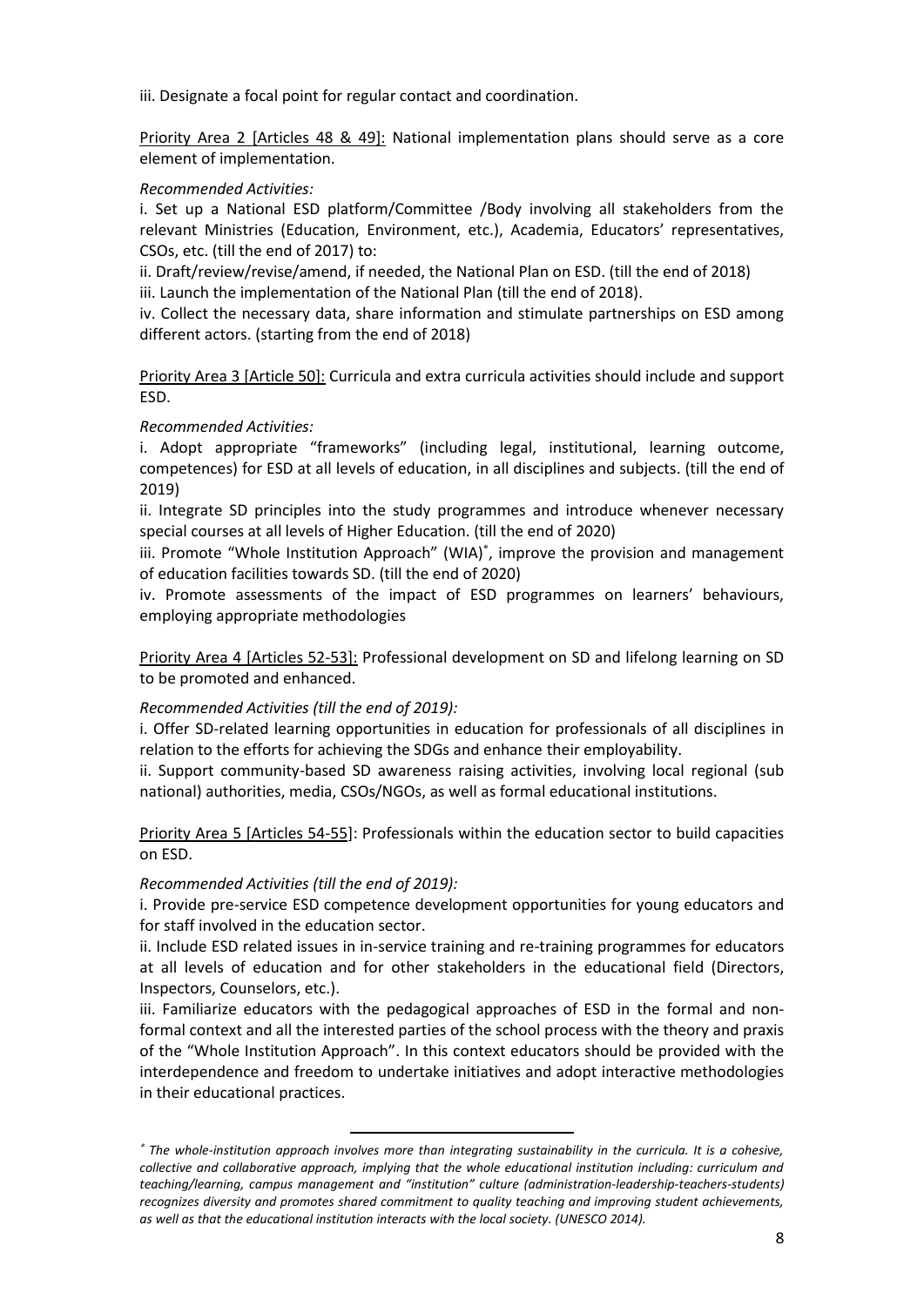iii. Designate a focal point for regular contact and coordination.

<u>Priority Area 2 [Articles 48 & 49]:</u> National implementation plans should serve as a core element of implementation.

*Recommended Activities:*

i. Set up a National ESD platform/Committee /Body involving all stakeholders from the relevant Ministries (Education, Environment, etc.), Academia, Educators' representatives, CSOs, etc. (till the end of 2017) to:

ii. Draft/review/revise/amend, if needed, the National Plan on ESD. (till the end of 2018)

iii. Launch the implementation of the National Plan (till the end of 2018).

iv. Collect the necessary data, share information and stimulate partnerships on ESD among different actors. (starting from the end of 2018)

<u>Priority Area 3 [Article 50]:</u> Curricula and extra curricula activities should include and support ESD.

*Recommended Activities:*

i. Adopt appropriate "frameworks" (including legal, institutional, learning outcome, competences) for ESD at all levels of education, in all disciplines and subjects. (till the end of 2019)

ii. Integrate SD principles into the study programmes and introduce whenever necessary special courses at all levels of Higher Education. (till the end of 2020)

iii. Promote "Whole Institution Approach" (WIA)[*], improve the provision and management of education facilities towards SD. (till the end of 2020)

iv. Promote assessments of the impact of ESD programmes on learners' behaviours, employing appropriate methodologies

<u>Priority Area 4 [Articles 52-53]:</u> Professional development on SD and lifelong learning on SD to be promoted and enhanced.

*Recommended Activities (till the end of 2019):*

i. Offer SD-related learning opportunities in education for professionals of all disciplines in relation to the efforts for achieving the SDGs and enhance their employability.

ii. Support community-based SD awareness raising activities, involving local regional (sub national) authorities, media, CSOs/NGOs, as well as formal educational institutions.

<u>Priority Area 5 [Articles 54-55]</u>: Professionals within the education sector to build capacities on ESD.

*Recommended Activities (till the end of 2019):*

i. Provide pre-service ESD competence development opportunities for young educators and for staff involved in the education sector.

ii. Include ESD related issues in in-service training and re-training programmes for educators at all levels of education and for other stakeholders in the educational field (Directors, Inspectors, Counselors, etc.).

iii. Familiarize educators with the pedagogical approaches of ESD in the formal and non-formal context and all the interested parties of the school process with the theory and praxis of the "Whole Institution Approach". In this context educators should be provided with the interdependence and freedom to undertake initiatives and adopt interactive methodologies in their educational practices.

---

[*] *The whole-institution approach involves more than integrating sustainability in the curricula. It is a cohesive, collective and collaborative approach, implying that the whole educational institution including: curriculum and teaching/learning, campus management and "institution" culture (administration-leadership-teachers-students) recognizes diversity and promotes shared commitment to quality teaching and improving student achievements, as well as that the educational institution interacts with the local society. (UNESCO 2014).*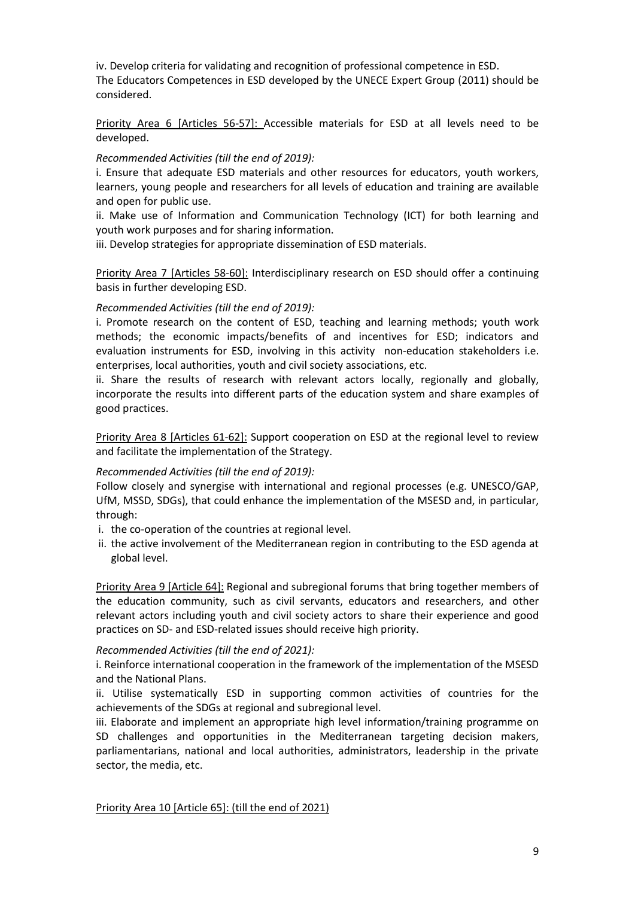iv. Develop criteria for validating and recognition of professional competence in ESD.
The Educators Competences in ESD developed by the UNECE Expert Group (2011) should be considered.

<u>Priority Area 6 [Articles 56-57]:</u> Accessible materials for ESD at all levels need to be developed.

*Recommended Activities (till the end of 2019):*

i. Ensure that adequate ESD materials and other resources for educators, youth workers, learners, young people and researchers for all levels of education and training are available and open for public use.

ii. Make use of Information and Communication Technology (ICT) for both learning and youth work purposes and for sharing information.

iii. Develop strategies for appropriate dissemination of ESD materials.

<u>Priority Area 7 [Articles 58-60]:</u> Interdisciplinary research on ESD should offer a continuing basis in further developing ESD.

*Recommended Activities (till the end of 2019):*

i. Promote research on the content of ESD, teaching and learning methods; youth work methods; the economic impacts/benefits of and incentives for ESD; indicators and evaluation instruments for ESD, involving in this activity non-education stakeholders i.e. enterprises, local authorities, youth and civil society associations, etc.

ii. Share the results of research with relevant actors locally, regionally and globally, incorporate the results into different parts of the education system and share examples of good practices.

<u>Priority Area 8 [Articles 61-62]:</u> Support cooperation on ESD at the regional level to review and facilitate the implementation of the Strategy.

*Recommended Activities (till the end of 2019):*

Follow closely and synergise with international and regional processes (e.g. UNESCO/GAP, UfM, MSSD, SDGs), that could enhance the implementation of the MSESD and, in particular, through:

i. the co-operation of the countries at regional level.
ii. the active involvement of the Mediterranean region in contributing to the ESD agenda at global level.

<u>Priority Area 9 [Article 64]:</u> Regional and subregional forums that bring together members of the education community, such as civil servants, educators and researchers, and other relevant actors including youth and civil society actors to share their experience and good practices on SD- and ESD-related issues should receive high priority.

*Recommended Activities (till the end of 2021):*

i. Reinforce international cooperation in the framework of the implementation of the MSESD and the National Plans.

ii. Utilise systematically ESD in supporting common activities of countries for the achievements of the SDGs at regional and subregional level.

iii. Elaborate and implement an appropriate high level information/training programme on SD challenges and opportunities in the Mediterranean targeting decision makers, parliamentarians, national and local authorities, administrators, leadership in the private sector, the media, etc.

<u>Priority Area 10 [Article 65]: (till the end of 2021)</u>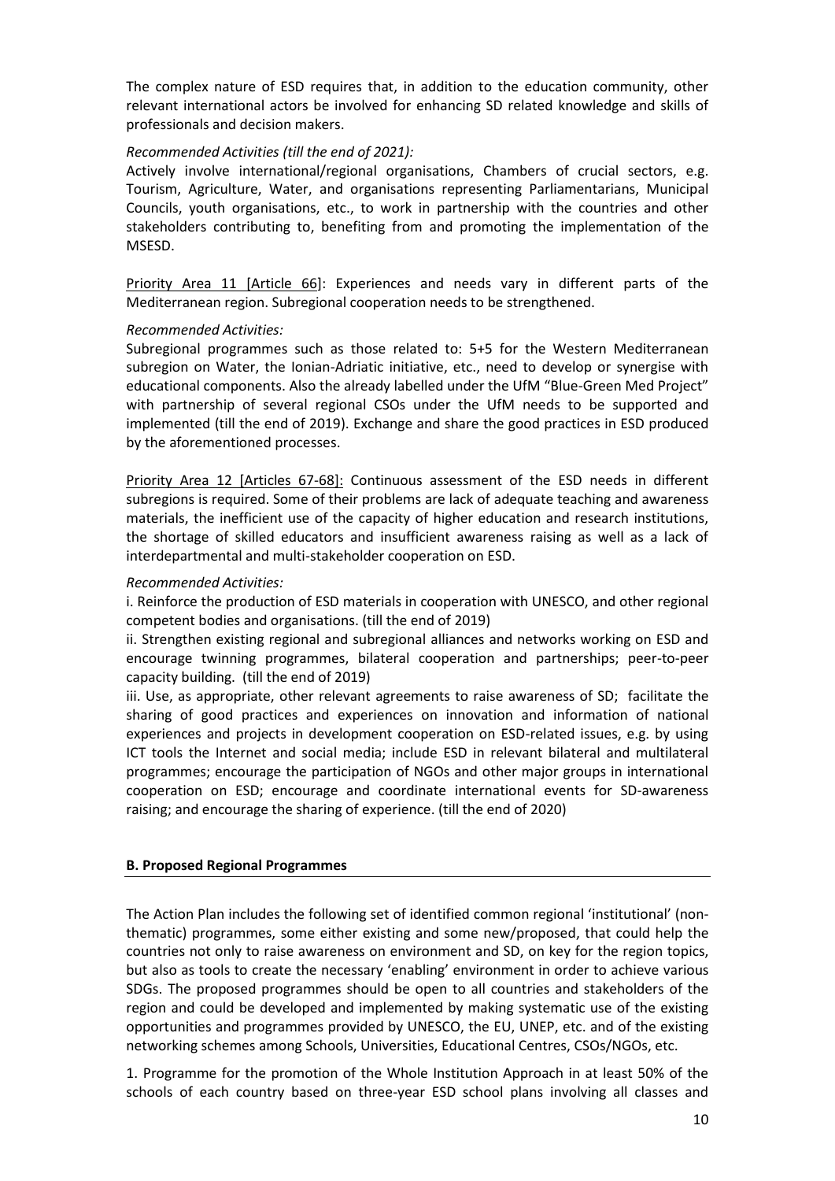The complex nature of ESD requires that, in addition to the education community, other relevant international actors be involved for enhancing SD related knowledge and skills of professionals and decision makers.

*Recommended Activities (till the end of 2021):*

Actively involve international/regional organisations, Chambers of crucial sectors, e.g. Tourism, Agriculture, Water, and organisations representing Parliamentarians, Municipal Councils, youth organisations, etc., to work in partnership with the countries and other stakeholders contributing to, benefiting from and promoting the implementation of the MSESD.

<u>Priority Area 11 [Article 66]</u>: Experiences and needs vary in different parts of the Mediterranean region. Subregional cooperation needs to be strengthened.

*Recommended Activities:*

Subregional programmes such as those related to: 5+5 for the Western Mediterranean subregion on Water, the Ionian-Adriatic initiative, etc., need to develop or synergise with educational components. Also the already labelled under the UfM "Blue-Green Med Project" with partnership of several regional CSOs under the UfM needs to be supported and implemented (till the end of 2019). Exchange and share the good practices in ESD produced by the aforementioned processes.

<u>Priority Area 12 [Articles 67-68]:</u> Continuous assessment of the ESD needs in different subregions is required. Some of their problems are lack of adequate teaching and awareness materials, the inefficient use of the capacity of higher education and research institutions, the shortage of skilled educators and insufficient awareness raising as well as a lack of interdepartmental and multi-stakeholder cooperation on ESD.

*Recommended Activities:*

i. Reinforce the production of ESD materials in cooperation with UNESCO, and other regional competent bodies and organisations. (till the end of 2019)

ii. Strengthen existing regional and subregional alliances and networks working on ESD and encourage twinning programmes, bilateral cooperation and partnerships; peer-to-peer capacity building. (till the end of 2019)

iii. Use, as appropriate, other relevant agreements to raise awareness of SD; facilitate the sharing of good practices and experiences on innovation and information of national experiences and projects in development cooperation on ESD-related issues, e.g. by using ICT tools the Internet and social media; include ESD in relevant bilateral and multilateral programmes; encourage the participation of NGOs and other major groups in international cooperation on ESD; encourage and coordinate international events for SD-awareness raising; and encourage the sharing of experience. (till the end of 2020)

**B. Proposed Regional Programmes**

The Action Plan includes the following set of identified common regional 'institutional' (non-thematic) programmes, some either existing and some new/proposed, that could help the countries not only to raise awareness on environment and SD, on key for the region topics, but also as tools to create the necessary 'enabling' environment in order to achieve various SDGs. The proposed programmes should be open to all countries and stakeholders of the region and could be developed and implemented by making systematic use of the existing opportunities and programmes provided by UNESCO, the EU, UNEP, etc. and of the existing networking schemes among Schools, Universities, Educational Centres, CSOs/NGOs, etc.

1. Programme for the promotion of the Whole Institution Approach in at least 50% of the schools of each country based on three-year ESD school plans involving all classes and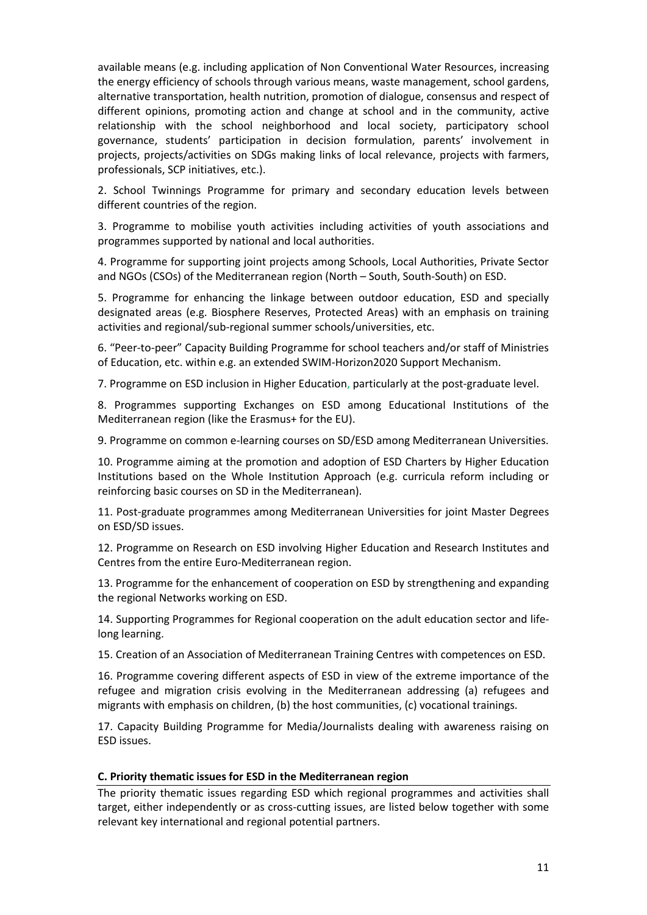available means (e.g. including application of Non Conventional Water Resources, increasing the energy efficiency of schools through various means, waste management, school gardens, alternative transportation, health nutrition, promotion of dialogue, consensus and respect of different opinions, promoting action and change at school and in the community, active relationship with the school neighborhood and local society, participatory school governance, students' participation in decision formulation, parents' involvement in projects, projects/activities on SDGs making links of local relevance, projects with farmers, professionals, SCP initiatives, etc.).

2. School Twinnings Programme for primary and secondary education levels between different countries of the region.

3. Programme to mobilise youth activities including activities of youth associations and programmes supported by national and local authorities.

4. Programme for supporting joint projects among Schools, Local Authorities, Private Sector and NGOs (CSOs) of the Mediterranean region (North – South, South-South) on ESD.

5. Programme for enhancing the linkage between outdoor education, ESD and specially designated areas (e.g. Biosphere Reserves, Protected Areas) with an emphasis on training activities and regional/sub-regional summer schools/universities, etc.

6. "Peer-to-peer" Capacity Building Programme for school teachers and/or staff of Ministries of Education, etc. within e.g. an extended SWIM-Horizon2020 Support Mechanism.

7. Programme on ESD inclusion in Higher Education, particularly at the post-graduate level.

8. Programmes supporting Exchanges on ESD among Educational Institutions of the Mediterranean region (like the Erasmus+ for the EU).

9. Programme on common e-learning courses on SD/ESD among Mediterranean Universities.

10. Programme aiming at the promotion and adoption of ESD Charters by Higher Education Institutions based on the Whole Institution Approach (e.g. curricula reform including or reinforcing basic courses on SD in the Mediterranean).

11. Post-graduate programmes among Mediterranean Universities for joint Master Degrees on ESD/SD issues.

12. Programme on Research on ESD involving Higher Education and Research Institutes and Centres from the entire Euro-Mediterranean region.

13. Programme for the enhancement of cooperation on ESD by strengthening and expanding the regional Networks working on ESD.

14. Supporting Programmes for Regional cooperation on the adult education sector and life-long learning.

15. Creation of an Association of Mediterranean Training Centres with competences on ESD.

16. Programme covering different aspects of ESD in view of the extreme importance of the refugee and migration crisis evolving in the Mediterranean addressing (a) refugees and migrants with emphasis on children, (b) the host communities, (c) vocational trainings.

17. Capacity Building Programme for Media/Journalists dealing with awareness raising on ESD issues.

### C. Priority thematic issues for ESD in the Mediterranean region

The priority thematic issues regarding ESD which regional programmes and activities shall target, either independently or as cross-cutting issues, are listed below together with some relevant key international and regional potential partners.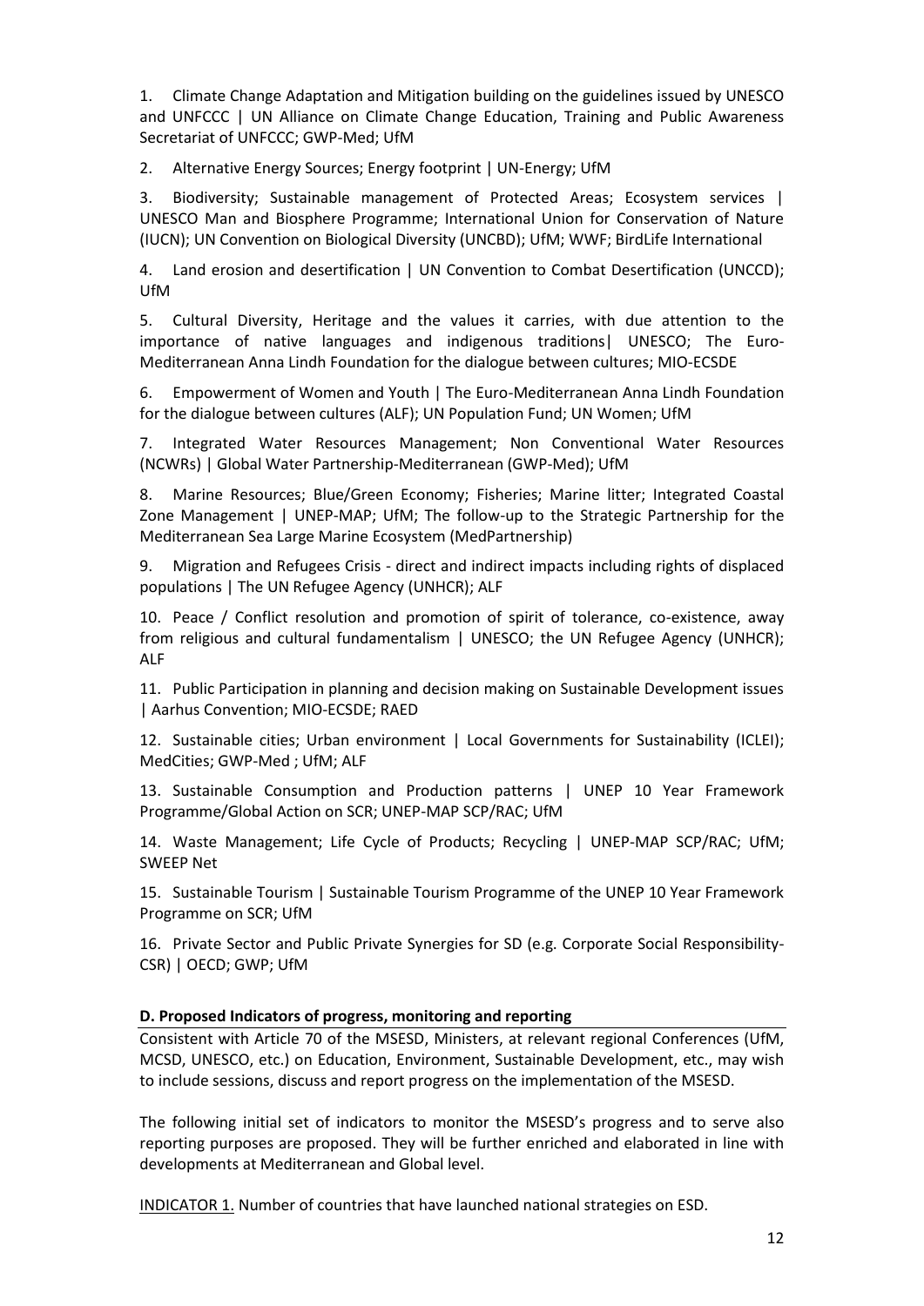1. Climate Change Adaptation and Mitigation building on the guidelines issued by UNESCO and UNFCCC | UN Alliance on Climate Change Education, Training and Public Awareness Secretariat of UNFCCC; GWP-Med; UfM

2. Alternative Energy Sources; Energy footprint | UN-Energy; UfM

3. Biodiversity; Sustainable management of Protected Areas; Ecosystem services | UNESCO Man and Biosphere Programme; International Union for Conservation of Nature (IUCN); UN Convention on Biological Diversity (UNCBD); UfM; WWF; BirdLife International

4. Land erosion and desertification | UN Convention to Combat Desertification (UNCCD); UfM

5. Cultural Diversity, Heritage and the values it carries, with due attention to the importance of native languages and indigenous traditions| UNESCO; The Euro-Mediterranean Anna Lindh Foundation for the dialogue between cultures; MIO-ECSDE

6. Empowerment of Women and Youth | The Euro-Mediterranean Anna Lindh Foundation for the dialogue between cultures (ALF); UN Population Fund; UN Women; UfM

7. Integrated Water Resources Management; Non Conventional Water Resources (NCWRs) | Global Water Partnership-Mediterranean (GWP-Med); UfM

8. Marine Resources; Blue/Green Economy; Fisheries; Marine litter; Integrated Coastal Zone Management | UNEP-MAP; UfM; The follow-up to the Strategic Partnership for the Mediterranean Sea Large Marine Ecosystem (MedPartnership)

9. Migration and Refugees Crisis - direct and indirect impacts including rights of displaced populations | The UN Refugee Agency (UNHCR); ALF

10. Peace / Conflict resolution and promotion of spirit of tolerance, co-existence, away from religious and cultural fundamentalism | UNESCO; the UN Refugee Agency (UNHCR); ALF

11. Public Participation in planning and decision making on Sustainable Development issues | Aarhus Convention; MIO-ECSDE; RAED

12. Sustainable cities; Urban environment | Local Governments for Sustainability (ICLEI); MedCities; GWP-Med ; UfM; ALF

13. Sustainable Consumption and Production patterns | UNEP 10 Year Framework Programme/Global Action on SCR; UNEP-MAP SCP/RAC; UfM

14. Waste Management; Life Cycle of Products; Recycling | UNEP-MAP SCP/RAC; UfM; SWEEP Net

15. Sustainable Tourism | Sustainable Tourism Programme of the UNEP 10 Year Framework Programme on SCR; UfM

16. Private Sector and Public Private Synergies for SD (e.g. Corporate Social Responsibility-CSR) | OECD; GWP; UfM

## D. Proposed Indicators of progress, monitoring and reporting

Consistent with Article 70 of the MSESD, Ministers, at relevant regional Conferences (UfM, MCSD, UNESCO, etc.) on Education, Environment, Sustainable Development, etc., may wish to include sessions, discuss and report progress on the implementation of the MSESD.

The following initial set of indicators to monitor the MSESD's progress and to serve also reporting purposes are proposed. They will be further enriched and elaborated in line with developments at Mediterranean and Global level.

INDICATOR 1. Number of countries that have launched national strategies on ESD.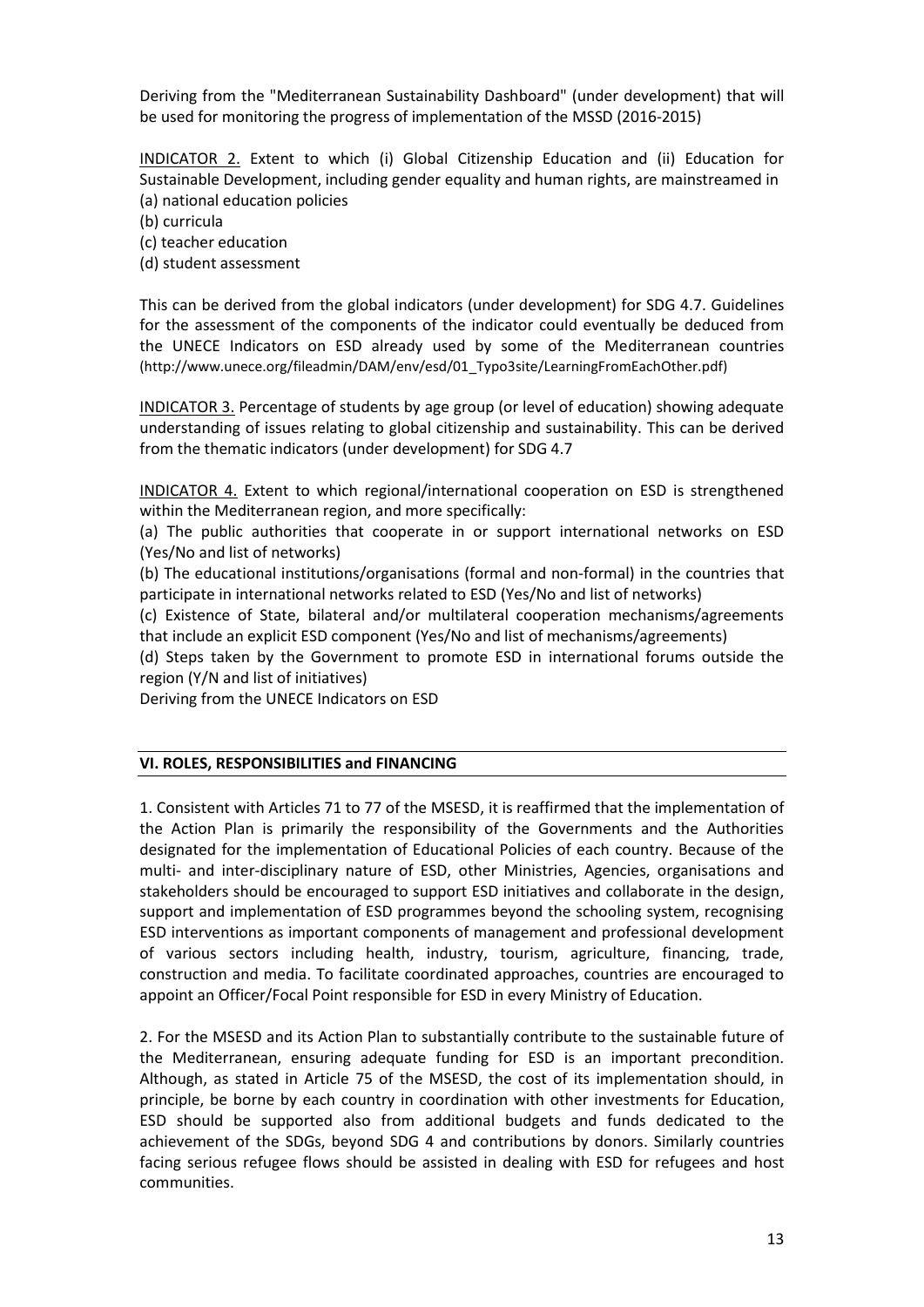Deriving from the "Mediterranean Sustainability Dashboard" (under development) that will be used for monitoring the progress of implementation of the MSSD (2016-2015)

INDICATOR 2. Extent to which (i) Global Citizenship Education and (ii) Education for Sustainable Development, including gender equality and human rights, are mainstreamed in
(a) national education policies
(b) curricula
(c) teacher education
(d) student assessment

This can be derived from the global indicators (under development) for SDG 4.7. Guidelines for the assessment of the components of the indicator could eventually be deduced from the UNECE Indicators on ESD already used by some of the Mediterranean countries (http://www.unece.org/fileadmin/DAM/env/esd/01_Typo3site/LearningFromEachOther.pdf)

INDICATOR 3. Percentage of students by age group (or level of education) showing adequate understanding of issues relating to global citizenship and sustainability. This can be derived from the thematic indicators (under development) for SDG 4.7

INDICATOR 4. Extent to which regional/international cooperation on ESD is strengthened within the Mediterranean region, and more specifically:

(a) The public authorities that cooperate in or support international networks on ESD (Yes/No and list of networks)

(b) The educational institutions/organisations (formal and non-formal) in the countries that participate in international networks related to ESD (Yes/No and list of networks)

(c) Existence of State, bilateral and/or multilateral cooperation mechanisms/agreements that include an explicit ESD component (Yes/No and list of mechanisms/agreements)

(d) Steps taken by the Government to promote ESD in international forums outside the region (Y/N and list of initiatives)

Deriving from the UNECE Indicators on ESD

## VI. ROLES, RESPONSIBILITIES and FINANCING

1. Consistent with Articles 71 to 77 of the MSESD, it is reaffirmed that the implementation of the Action Plan is primarily the responsibility of the Governments and the Authorities designated for the implementation of Educational Policies of each country. Because of the multi- and inter-disciplinary nature of ESD, other Ministries, Agencies, organisations and stakeholders should be encouraged to support ESD initiatives and collaborate in the design, support and implementation of ESD programmes beyond the schooling system, recognising ESD interventions as important components of management and professional development of various sectors including health, industry, tourism, agriculture, financing, trade, construction and media. To facilitate coordinated approaches, countries are encouraged to appoint an Officer/Focal Point responsible for ESD in every Ministry of Education.

2. For the MSESD and its Action Plan to substantially contribute to the sustainable future of the Mediterranean, ensuring adequate funding for ESD is an important precondition. Although, as stated in Article 75 of the MSESD, the cost of its implementation should, in principle, be borne by each country in coordination with other investments for Education, ESD should be supported also from additional budgets and funds dedicated to the achievement of the SDGs, beyond SDG 4 and contributions by donors. Similarly countries facing serious refugee flows should be assisted in dealing with ESD for refugees and host communities.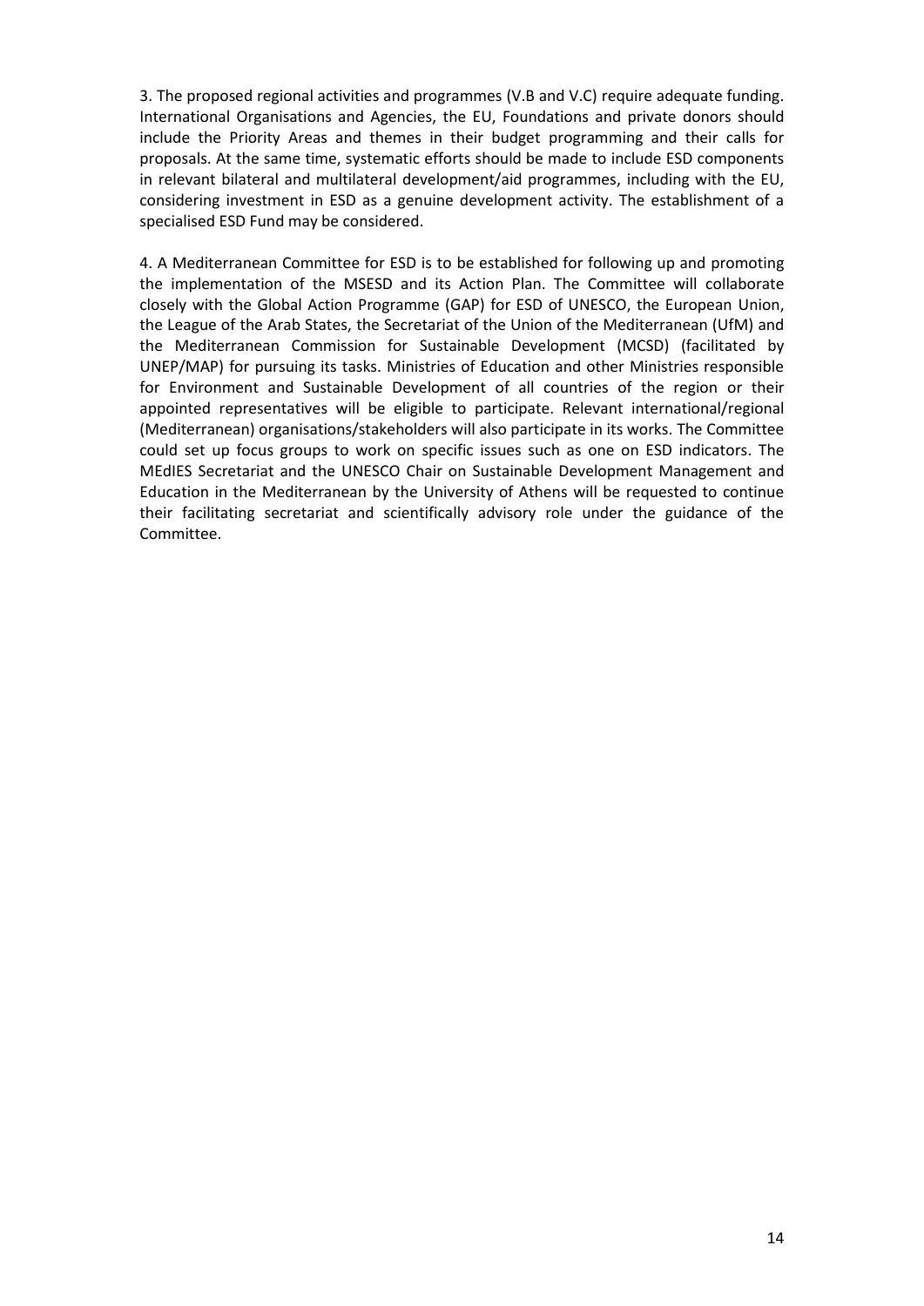3. The proposed regional activities and programmes (V.B and V.C) require adequate funding. International Organisations and Agencies, the EU, Foundations and private donors should include the Priority Areas and themes in their budget programming and their calls for proposals. At the same time, systematic efforts should be made to include ESD components in relevant bilateral and multilateral development/aid programmes, including with the EU, considering investment in ESD as a genuine development activity. The establishment of a specialised ESD Fund may be considered.

4. A Mediterranean Committee for ESD is to be established for following up and promoting the implementation of the MSESD and its Action Plan. The Committee will collaborate closely with the Global Action Programme (GAP) for ESD of UNESCO, the European Union, the League of the Arab States, the Secretariat of the Union of the Mediterranean (UfM) and the Mediterranean Commission for Sustainable Development (MCSD) (facilitated by UNEP/MAP) for pursuing its tasks. Ministries of Education and other Ministries responsible for Environment and Sustainable Development of all countries of the region or their appointed representatives will be eligible to participate. Relevant international/regional (Mediterranean) organisations/stakeholders will also participate in its works. The Committee could set up focus groups to work on specific issues such as one on ESD indicators. The MEdIES Secretariat and the UNESCO Chair on Sustainable Development Management and Education in the Mediterranean by the University of Athens will be requested to continue their facilitating secretariat and scientifically advisory role under the guidance of the Committee.